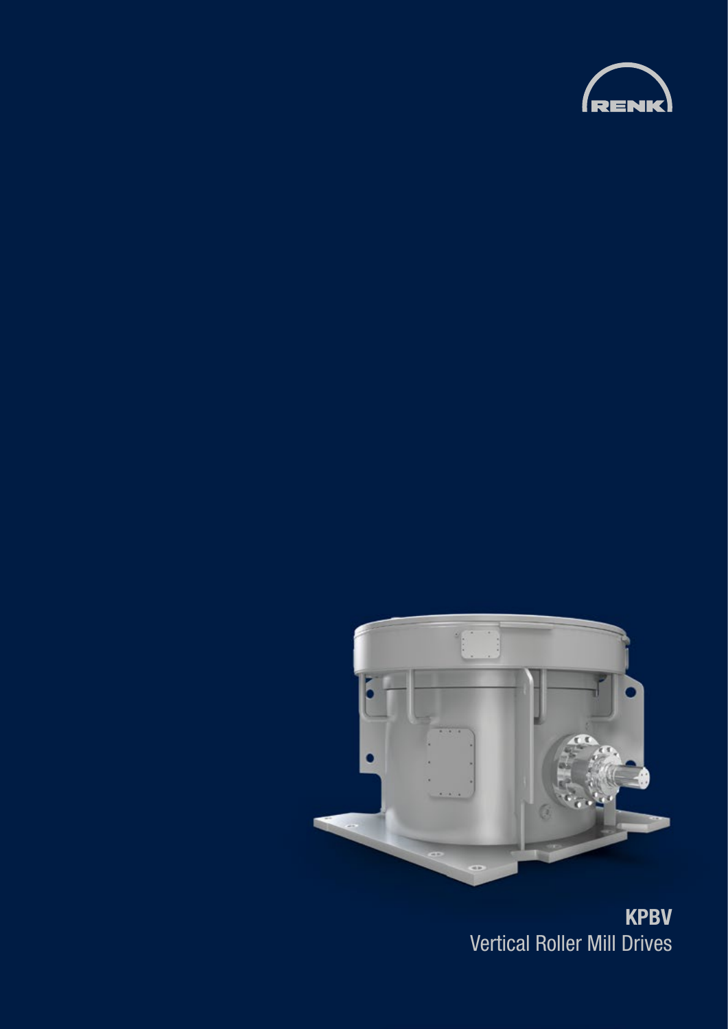RENK

# KPBV

Vertical Roller Mill Drives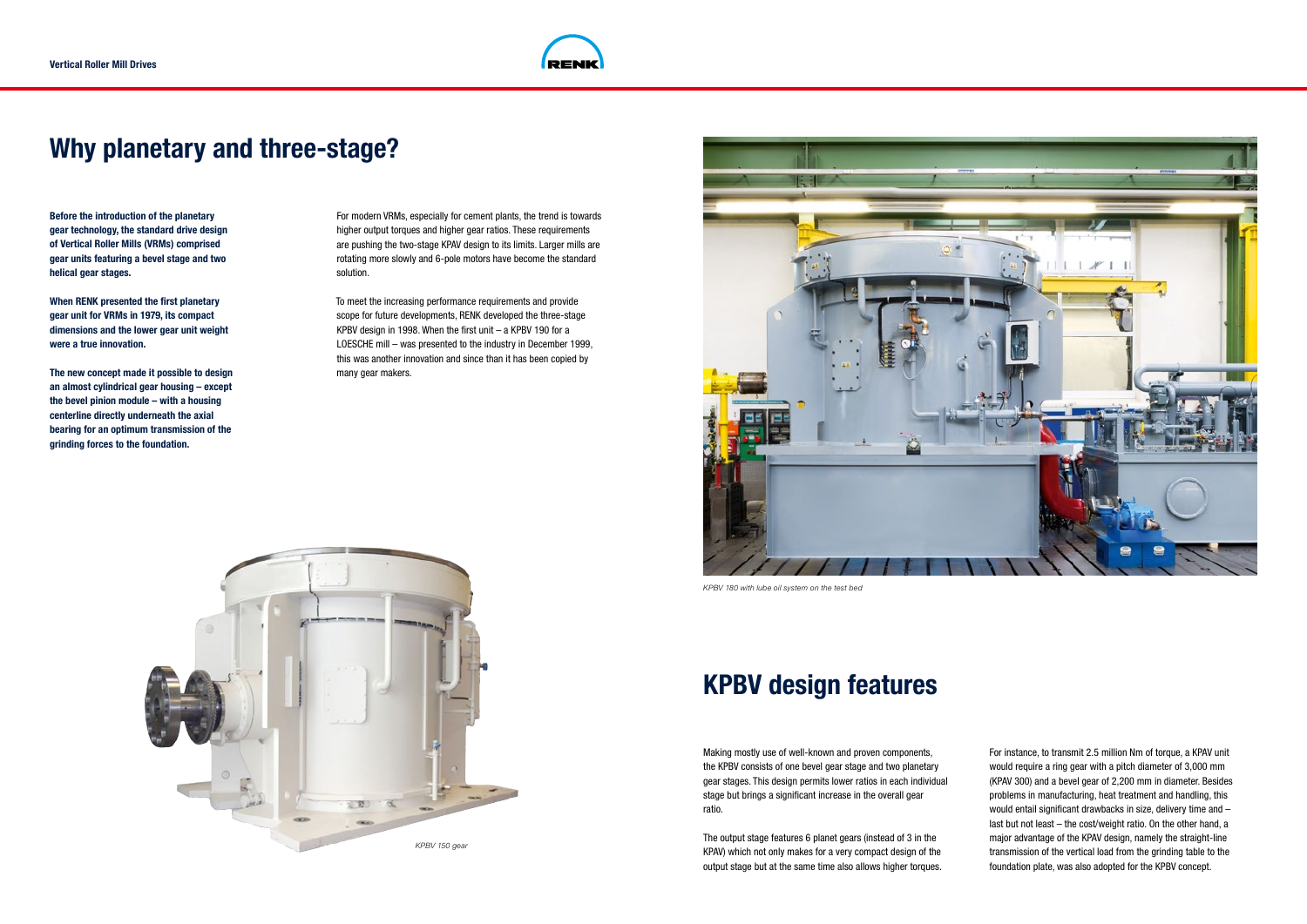# Why planetary and three-stage?

**Before the introduction of the planetary gear technology, the standard drive design of Vertical Roller Mills (VRMs) comprised gear units featuring a bevel stage and two helical gear stages.**

**When RENK presented the first planetary gear unit for VRMs in 1979, its compact dimensions and the lower gear unit weight were a true innovation.**

**The new concept made it possible to design an almost cylindrical gear housing – except the bevel pinion module – with a housing centerline directly underneath the axial bearing for an optimum transmission of the grinding forces to the foundation.**

For modern VRMs, especially for cement plants, the trend is towards higher output torques and higher gear ratios. These requirements are pushing the two-stage KPAV design to its limits. Larger mills are rotating more slowly and 6-pole motors have become the standard solution.

To meet the increasing performance requirements and provide scope for future developments, RENK developed the three-stage KPBV design in 1998. When the first unit – a KPBV 190 for a LOESCHE mill – was presented to the industry in December 1999, this was another innovation and since than it has been copied by many gear makers.

*KPBV 150 gear*

*KPBV 180 with lube oil system on the test bed*

# KPBV design features

Making mostly use of well-known and proven components, the KPBV consists of one bevel gear stage and two planetary gear stages. This design permits lower ratios in each individual stage but brings a significant increase in the overall gear ratio.

The output stage features 6 planet gears (instead of 3 in the KPAV) which not only makes for a very compact design of the output stage but at the same time also allows higher torques.

For instance, to transmit 2.5 million Nm of torque, a KPAV unit would require a ring gear with a pitch diameter of 3,000 mm (KPAV 300) and a bevel gear of 2,200 mm in diameter. Besides problems in manufacturing, heat treatment and handling, this would entail significant drawbacks in size, delivery time and – last but not least – the cost/weight ratio. On the other hand, a major advantage of the KPAV design, namely the straight-line transmission of the vertical load from the grinding table to the foundation plate, was also adopted for the KPBV concept.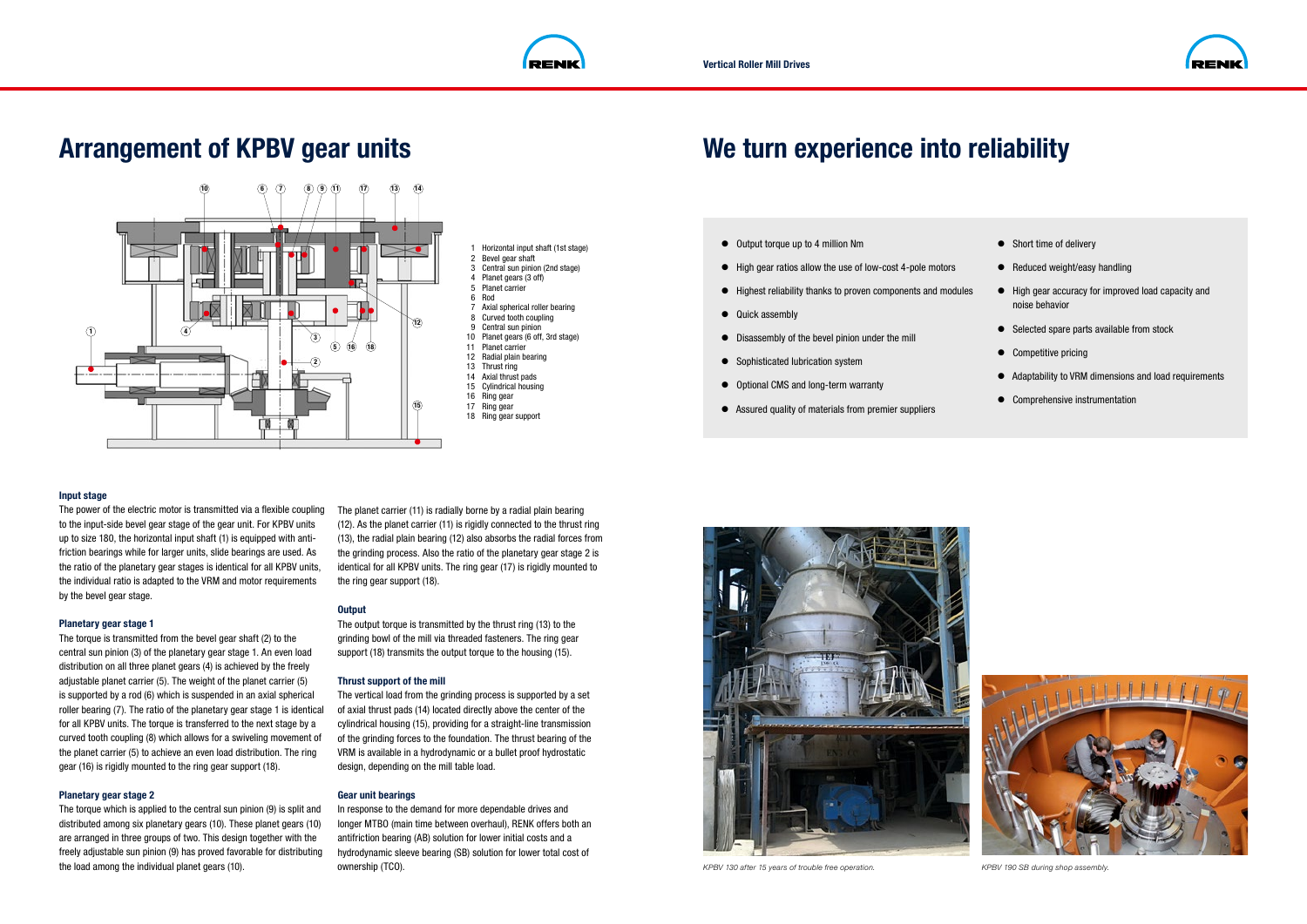# Arrangement of KPBV gear units

1 Horizontal input shaft (1st stage)
2 Bevel gear shaft
3 Central sun pinion (2nd stage)
4 Planet gears (3 off)
5 Planet carrier
6 Rod
7 Axial spherical roller bearing
8 Curved tooth coupling
9 Central sun pinion
10 Planet gears (6 off, 3rd stage)
11 Planet carrier
12 Radial plain bearing
13 Thrust ring
14 Axial thrust pads
15 Cylindrical housing
16 Ring gear
17 Ring gear
18 Ring gear support

### Input stage

The power of the electric motor is transmitted via a flexible coupling to the input-side bevel gear stage of the gear unit. For KPBV units up to size 180, the horizontal input shaft (1) is equipped with anti-friction bearings while for larger units, slide bearings are used. As the ratio of the planetary gear stages is identical for all KPBV units, the individual ratio is adapted to the VRM and motor requirements by the bevel gear stage.

### Planetary gear stage 1

The torque is transmitted from the bevel gear shaft (2) to the central sun pinion (3) of the planetary gear stage 1. An even load distribution on all three planet gears (4) is achieved by the freely adjustable planet carrier (5). The weight of the planet carrier (5) is supported by a rod (6) which is suspended in an axial spherical roller bearing (7). The ratio of the planetary gear stage 1 is identical for all KPBV units. The torque is transferred to the next stage by a curved tooth coupling (8) which allows for a swiveling movement of the planet carrier (5) to achieve an even load distribution. The ring gear (16) is rigidly mounted to the ring gear support (18).

### Planetary gear stage 2

The torque which is applied to the central sun pinion (9) is split and distributed among six planetary gears (10). These planet gears (10) are arranged in three groups of two. This design together with the freely adjustable sun pinion (9) has proved favorable for distributing the load among the individual planet gears (10).

The planet carrier (11) is radially borne by a radial plain bearing (12). As the planet carrier (11) is rigidly connected to the thrust ring (13), the radial plain bearing (12) also absorbs the radial forces from the grinding process. Also the ratio of the planetary gear stage 2 is identical for all KPBV units. The ring gear (17) is rigidly mounted to the ring gear support (18).

### Output

The output torque is transmitted by the thrust ring (13) to the grinding bowl of the mill via threaded fasteners. The ring gear support (18) transmits the output torque to the housing (15).

### Thrust support of the mill

The vertical load from the grinding process is supported by a set of axial thrust pads (14) located directly above the center of the cylindrical housing (15), providing for a straight-line transmission of the grinding forces to the foundation. The thrust bearing of the VRM is available in a hydrodynamic or a bullet proof hydrostatic design, depending on the mill table load.

### Gear unit bearings

In response to the demand for more dependable drives and longer MTBO (main time between overhaul), RENK offers both an antifriction bearing (AB) solution for lower initial costs and a hydrodynamic sleeve bearing (SB) solution for lower total cost of ownership (TCO).

# We turn experience into reliability

- Output torque up to 4 million Nm
- High gear ratios allow the use of low-cost 4-pole motors
- Highest reliability thanks to proven components and modules
- Quick assembly
- Disassembly of the bevel pinion under the mill
- Sophisticated lubrication system
- Optional CMS and long-term warranty
- Assured quality of materials from premier suppliers
- Short time of delivery
- Reduced weight/easy handling
- High gear accuracy for improved load capacity and noise behavior
- Selected spare parts available from stock
- Competitive pricing
- Adaptability to VRM dimensions and load requirements
- Comprehensive instrumentation

*KPBV 130 after 15 years of trouble free operation.*

*KPBV 190 SB during shop assembly.*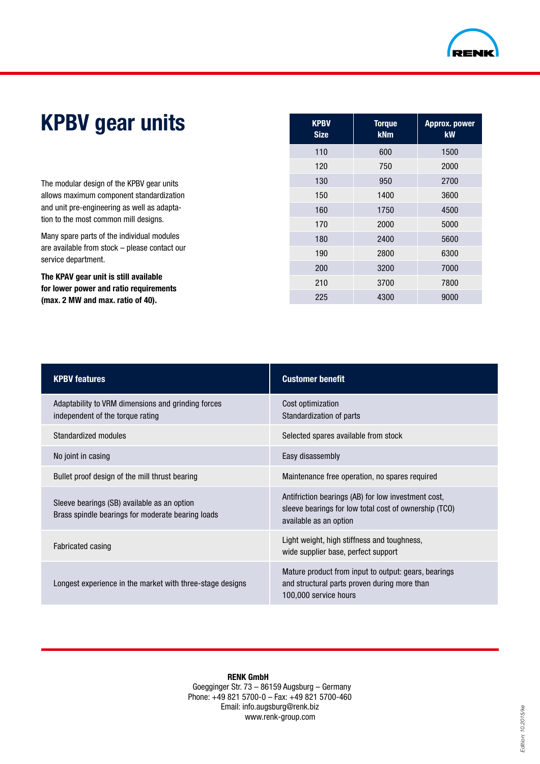# KPBV gear units

The modular design of the KPBV gear units allows maximum component standardization and unit pre-engineering as well as adaptation to the most common mill designs.

Many spare parts of the individual modules are available from stock – please contact our service department.

**The KPAV gear unit is still available for lower power and ratio requirements (max. 2 MW and max. ratio of 40).**

| KPBV Size | Torque kNm | Approx. power kW |
|---|---|---|
| 110 | 600 | 1500 |
| 120 | 750 | 2000 |
| 130 | 950 | 2700 |
| 150 | 1400 | 3600 |
| 160 | 1750 | 4500 |
| 170 | 2000 | 5000 |
| 180 | 2400 | 5600 |
| 190 | 2800 | 6300 |
| 200 | 3200 | 7000 |
| 210 | 3700 | 7800 |
| 225 | 4300 | 9000 |

| KPBV features | Customer benefit |
|---|---|
| Adaptability to VRM dimensions and grinding forces independent of the torque rating | Cost optimization<br>Standardization of parts |
| Standardized modules | Selected spares available from stock |
| No joint in casing | Easy disassembly |
| Bullet proof design of the mill thrust bearing | Maintenance free operation, no spares required |
| Sleeve bearings (SB) available as an option<br>Brass spindle bearings for moderate bearing loads | Antifriction bearings (AB) for low investment cost, sleeve bearings for low total cost of ownership (TCO) available as an option |
| Fabricated casing | Light weight, high stiffness and toughness, wide supplier base, perfect support |
| Longest experience in the market with three-stage designs | Mature product from input to output: gears, bearings and structural parts proven during more than 100,000 service hours |

**RENK GmbH**
Goegginger Str. 73 – 86159 Augsburg – Germany
Phone: +49 821 5700-0 – Fax: +49 821 5700-460
Email: info.augsburg@renk.biz
www.renk-group.com

Edition: 10.2015/ke